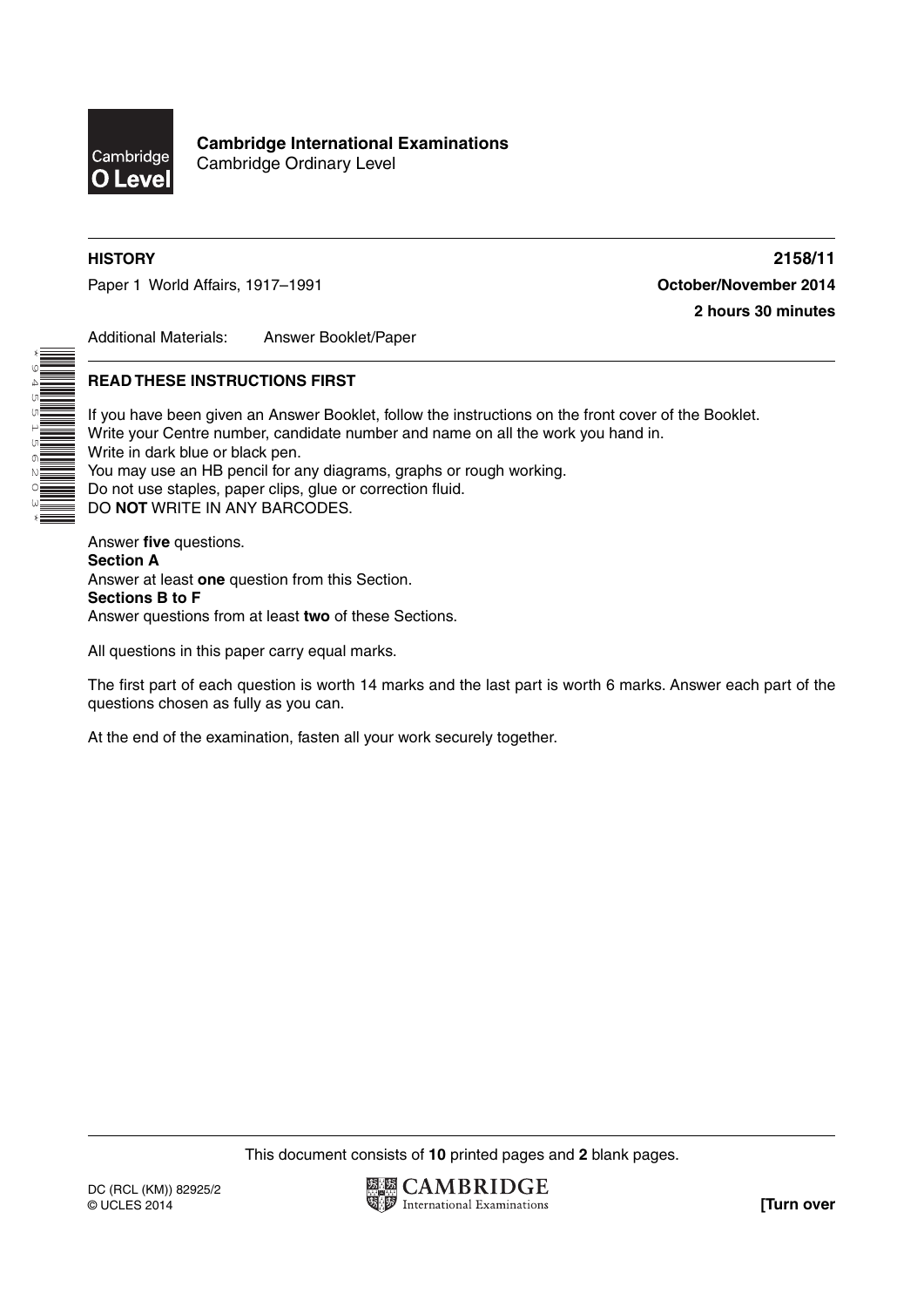**Cambridge International Examinations**
Cambridge Ordinary Level

**HISTORY** **2158/11**

Paper 1 World Affairs, 1917–1991 **October/November 2014**

**2 hours 30 minutes**

Additional Materials: Answer Booklet/Paper

**READ THESE INSTRUCTIONS FIRST**

If you have been given an Answer Booklet, follow the instructions on the front cover of the Booklet.
Write your Centre number, candidate number and name on all the work you hand in.
Write in dark blue or black pen.
You may use an HB pencil for any diagrams, graphs or rough working.
Do not use staples, paper clips, glue or correction fluid.
DO **NOT** WRITE IN ANY BARCODES.

Answer **five** questions.
**Section A**
Answer at least **one** question from this Section.
**Sections B to F**
Answer questions from at least **two** of these Sections.

All questions in this paper carry equal marks.

The first part of each question is worth 14 marks and the last part is worth 6 marks. Answer each part of the questions chosen as fully as you can.

At the end of the examination, fasten all your work securely together.

This document consists of **10** printed pages and **2** blank pages.

DC (RCL (KM)) 82925/2
© UCLES 2014

**[Turn over**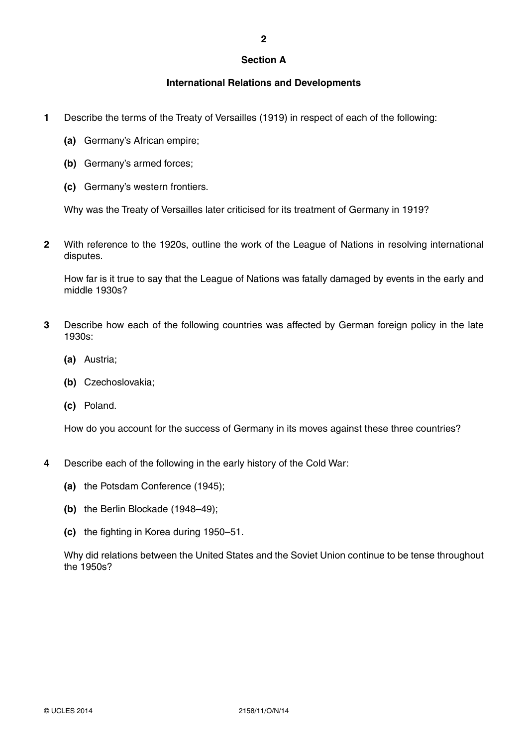## Section A

### International Relations and Developments

**1** Describe the terms of the Treaty of Versailles (1919) in respect of each of the following:

**(a)** Germany's African empire;

**(b)** Germany's armed forces;

**(c)** Germany's western frontiers.

Why was the Treaty of Versailles later criticised for its treatment of Germany in 1919?

**2** With reference to the 1920s, outline the work of the League of Nations in resolving international disputes.

How far is it true to say that the League of Nations was fatally damaged by events in the early and middle 1930s?

**3** Describe how each of the following countries was affected by German foreign policy in the late 1930s:

**(a)** Austria;

**(b)** Czechoslovakia;

**(c)** Poland.

How do you account for the success of Germany in its moves against these three countries?

**4** Describe each of the following in the early history of the Cold War:

**(a)** the Potsdam Conference (1945);

**(b)** the Berlin Blockade (1948–49);

**(c)** the fighting in Korea during 1950–51.

Why did relations between the United States and the Soviet Union continue to be tense throughout the 1950s?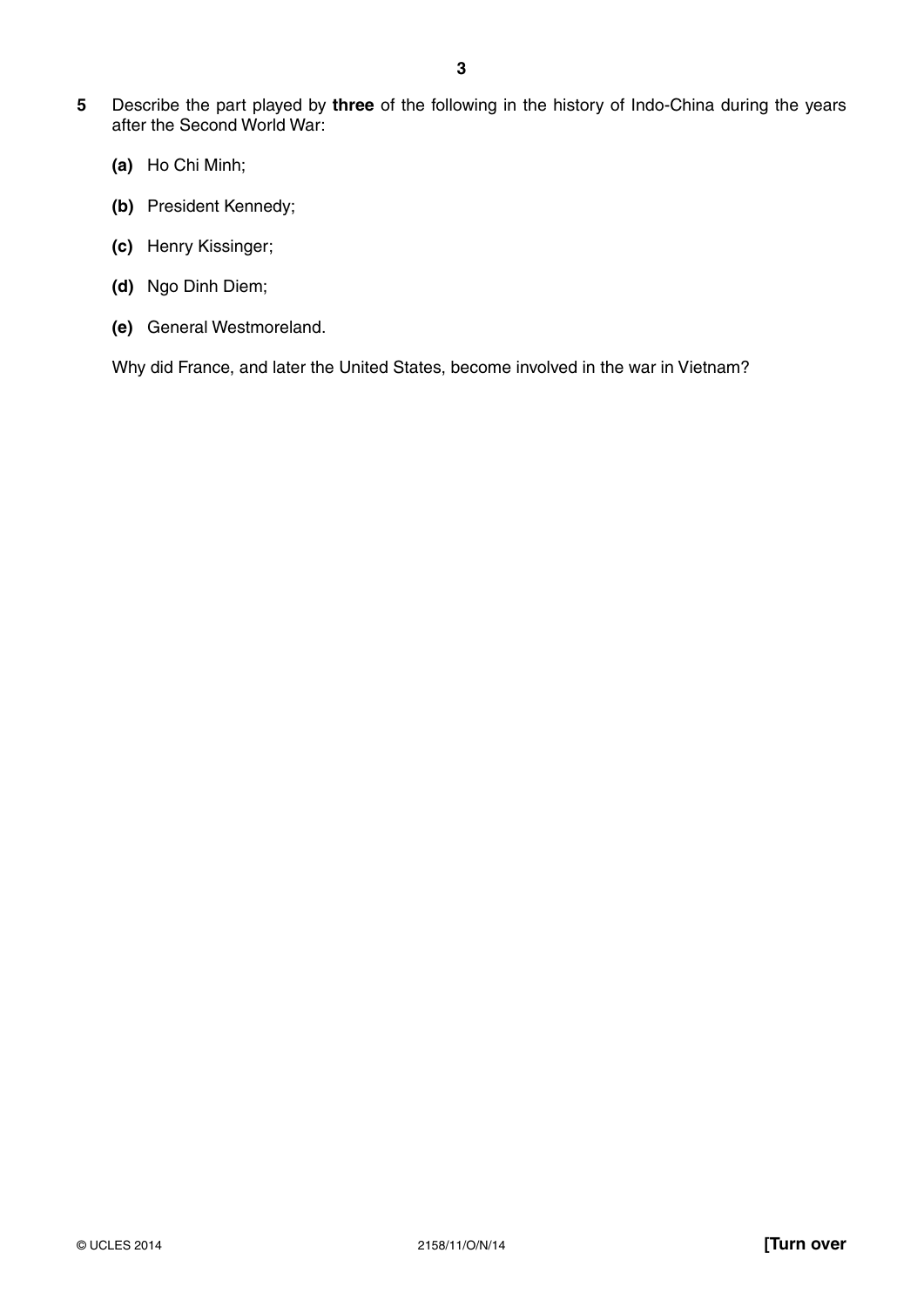**5** Describe the part played by **three** of the following in the history of Indo-China during the years after the Second World War:

**(a)** Ho Chi Minh;

**(b)** President Kennedy;

**(c)** Henry Kissinger;

**(d)** Ngo Dinh Diem;

**(e)** General Westmoreland.

Why did France, and later the United States, become involved in the war in Vietnam?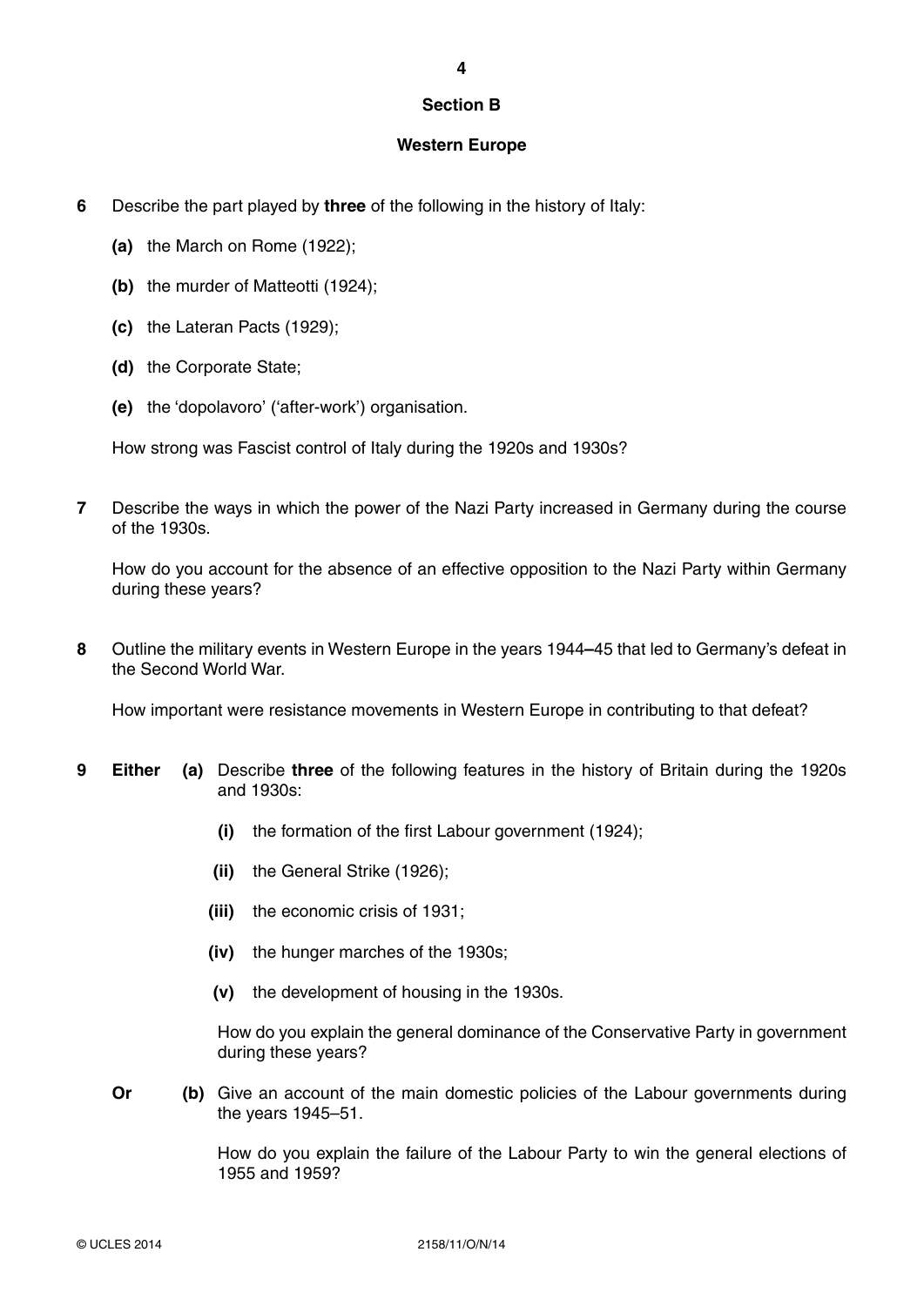## Section B

### Western Europe

**6** Describe the part played by **three** of the following in the history of Italy:

- **(a)** the March on Rome (1922);
- **(b)** the murder of Matteotti (1924);
- **(c)** the Lateran Pacts (1929);
- **(d)** the Corporate State;
- **(e)** the 'dopolavoro' ('after-work') organisation.

How strong was Fascist control of Italy during the 1920s and 1930s?

**7** Describe the ways in which the power of the Nazi Party increased in Germany during the course of the 1930s.

How do you account for the absence of an effective opposition to the Nazi Party within Germany during these years?

**8** Outline the military events in Western Europe in the years 1944–45 that led to Germany's defeat in the Second World War.

How important were resistance movements in Western Europe in contributing to that defeat?

**9** **Either** **(a)** Describe **three** of the following features in the history of Britain during the 1920s and 1930s:

- **(i)** the formation of the first Labour government (1924);
- **(ii)** the General Strike (1926);
- **(iii)** the economic crisis of 1931;
- **(iv)** the hunger marches of the 1930s;
- **(v)** the development of housing in the 1930s.

How do you explain the general dominance of the Conservative Party in government during these years?

**Or** **(b)** Give an account of the main domestic policies of the Labour governments during the years 1945–51.

How do you explain the failure of the Labour Party to win the general elections of 1955 and 1959?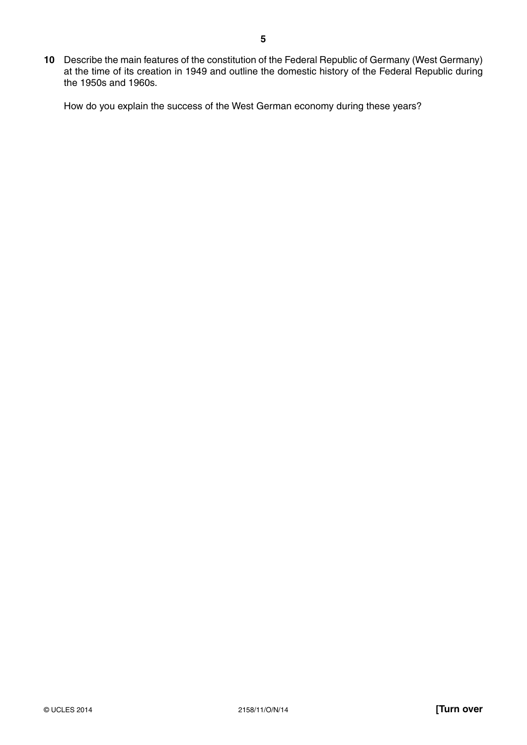**10** Describe the main features of the constitution of the Federal Republic of Germany (West Germany) at the time of its creation in 1949 and outline the domestic history of the Federal Republic during the 1950s and 1960s.

How do you explain the success of the West German economy during these years?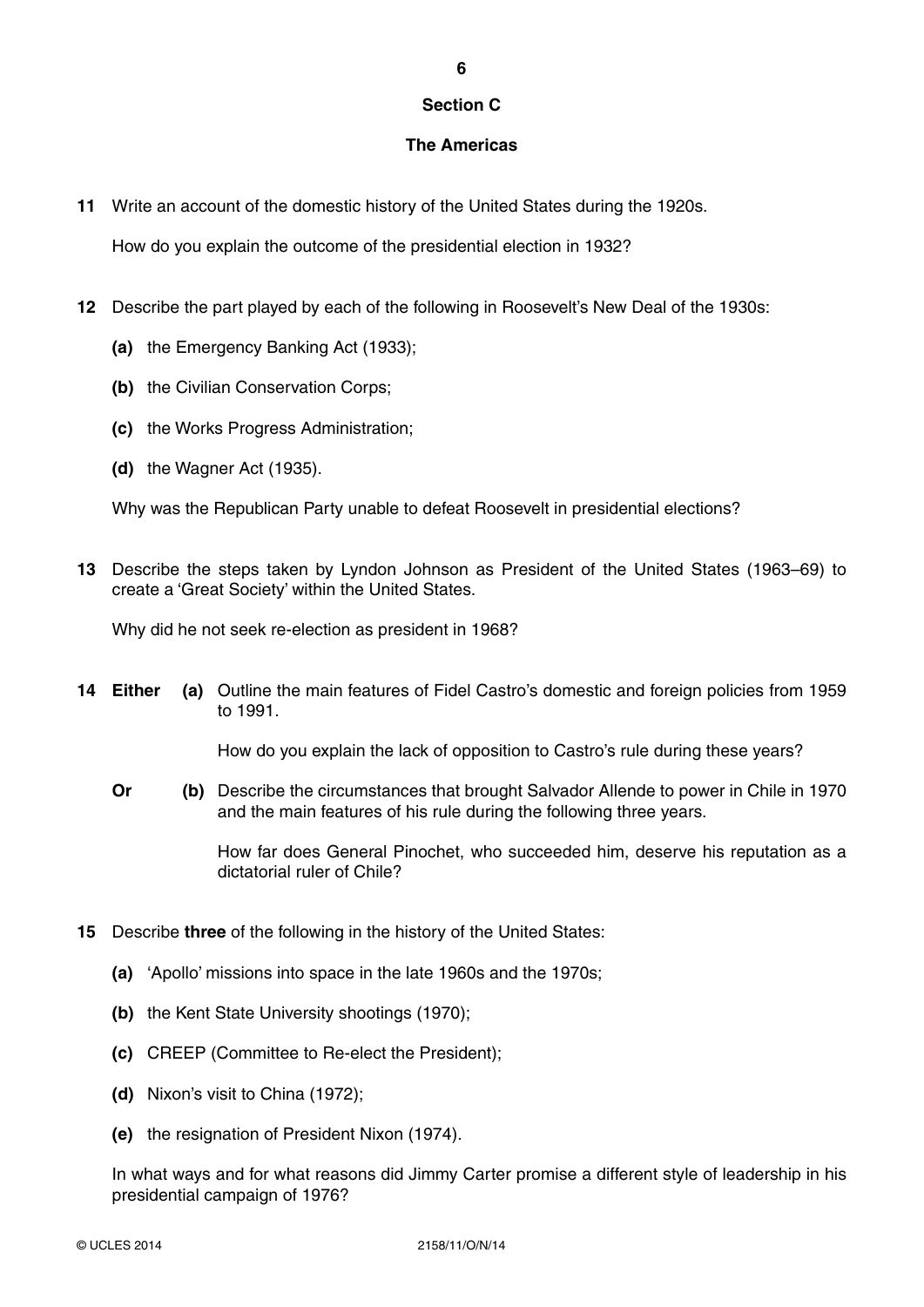## Section C

## The Americas

**11** Write an account of the domestic history of the United States during the 1920s.

How do you explain the outcome of the presidential election in 1932?

**12** Describe the part played by each of the following in Roosevelt's New Deal of the 1930s:

**(a)** the Emergency Banking Act (1933);

**(b)** the Civilian Conservation Corps;

**(c)** the Works Progress Administration;

**(d)** the Wagner Act (1935).

Why was the Republican Party unable to defeat Roosevelt in presidential elections?

**13** Describe the steps taken by Lyndon Johnson as President of the United States (1963–69) to create a 'Great Society' within the United States.

Why did he not seek re-election as president in 1968?

**14** **Either** **(a)** Outline the main features of Fidel Castro's domestic and foreign policies from 1959 to 1991.

How do you explain the lack of opposition to Castro's rule during these years?

**Or** **(b)** Describe the circumstances that brought Salvador Allende to power in Chile in 1970 and the main features of his rule during the following three years.

How far does General Pinochet, who succeeded him, deserve his reputation as a dictatorial ruler of Chile?

**15** Describe **three** of the following in the history of the United States:

**(a)** 'Apollo' missions into space in the late 1960s and the 1970s;

**(b)** the Kent State University shootings (1970);

**(c)** CREEP (Committee to Re-elect the President);

**(d)** Nixon's visit to China (1972);

**(e)** the resignation of President Nixon (1974).

In what ways and for what reasons did Jimmy Carter promise a different style of leadership in his presidential campaign of 1976?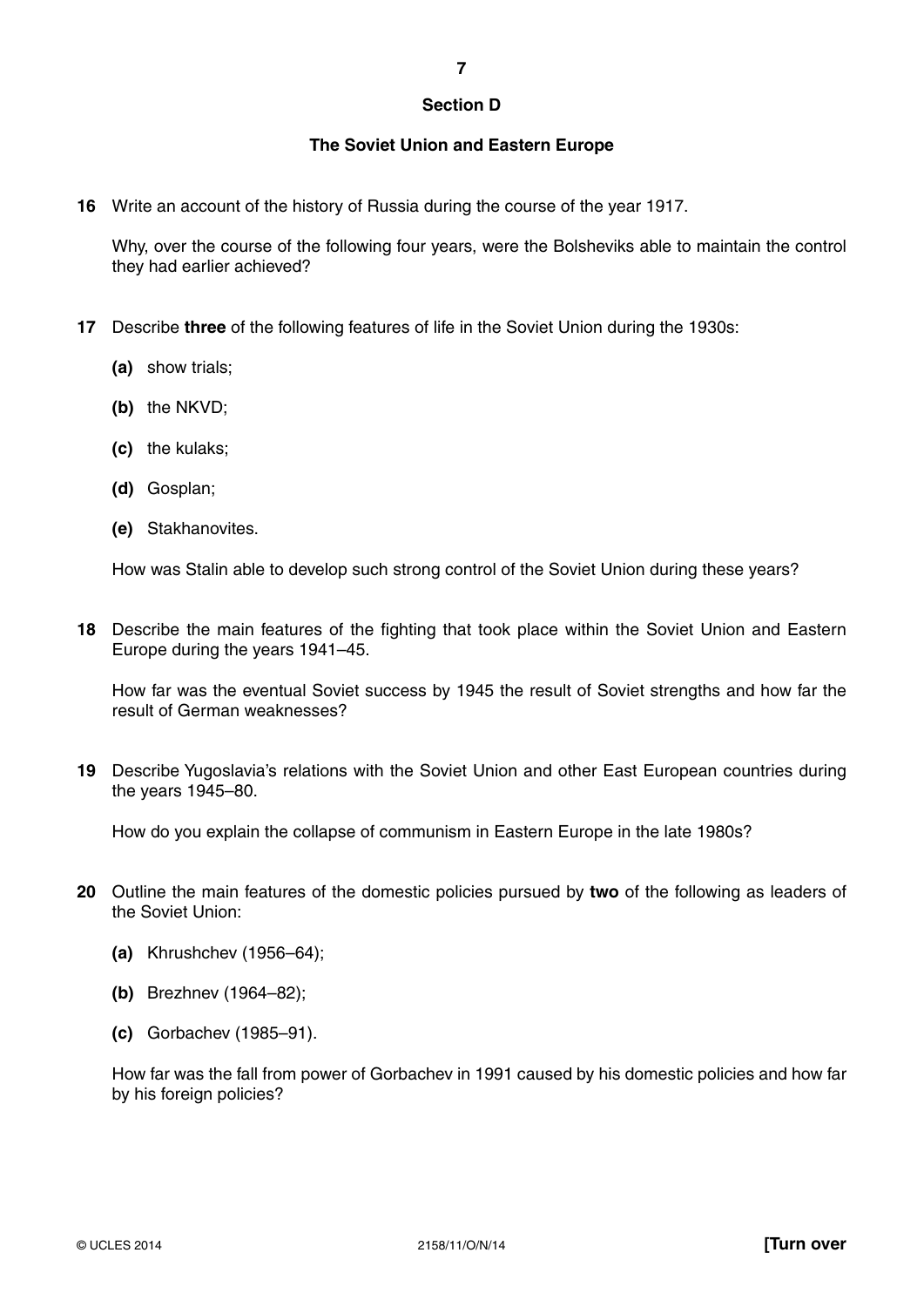## Section D

## The Soviet Union and Eastern Europe

**16** Write an account of the history of Russia during the course of the year 1917.

Why, over the course of the following four years, were the Bolsheviks able to maintain the control they had earlier achieved?

**17** Describe **three** of the following features of life in the Soviet Union during the 1930s:

- **(a)** show trials;
- **(b)** the NKVD;
- **(c)** the kulaks;
- **(d)** Gosplan;
- **(e)** Stakhanovites.

How was Stalin able to develop such strong control of the Soviet Union during these years?

**18** Describe the main features of the fighting that took place within the Soviet Union and Eastern Europe during the years 1941–45.

How far was the eventual Soviet success by 1945 the result of Soviet strengths and how far the result of German weaknesses?

**19** Describe Yugoslavia's relations with the Soviet Union and other East European countries during the years 1945–80.

How do you explain the collapse of communism in Eastern Europe in the late 1980s?

**20** Outline the main features of the domestic policies pursued by **two** of the following as leaders of the Soviet Union:

- **(a)** Khrushchev (1956–64);
- **(b)** Brezhnev (1964–82);
- **(c)** Gorbachev (1985–91).

How far was the fall from power of Gorbachev in 1991 caused by his domestic policies and how far by his foreign policies?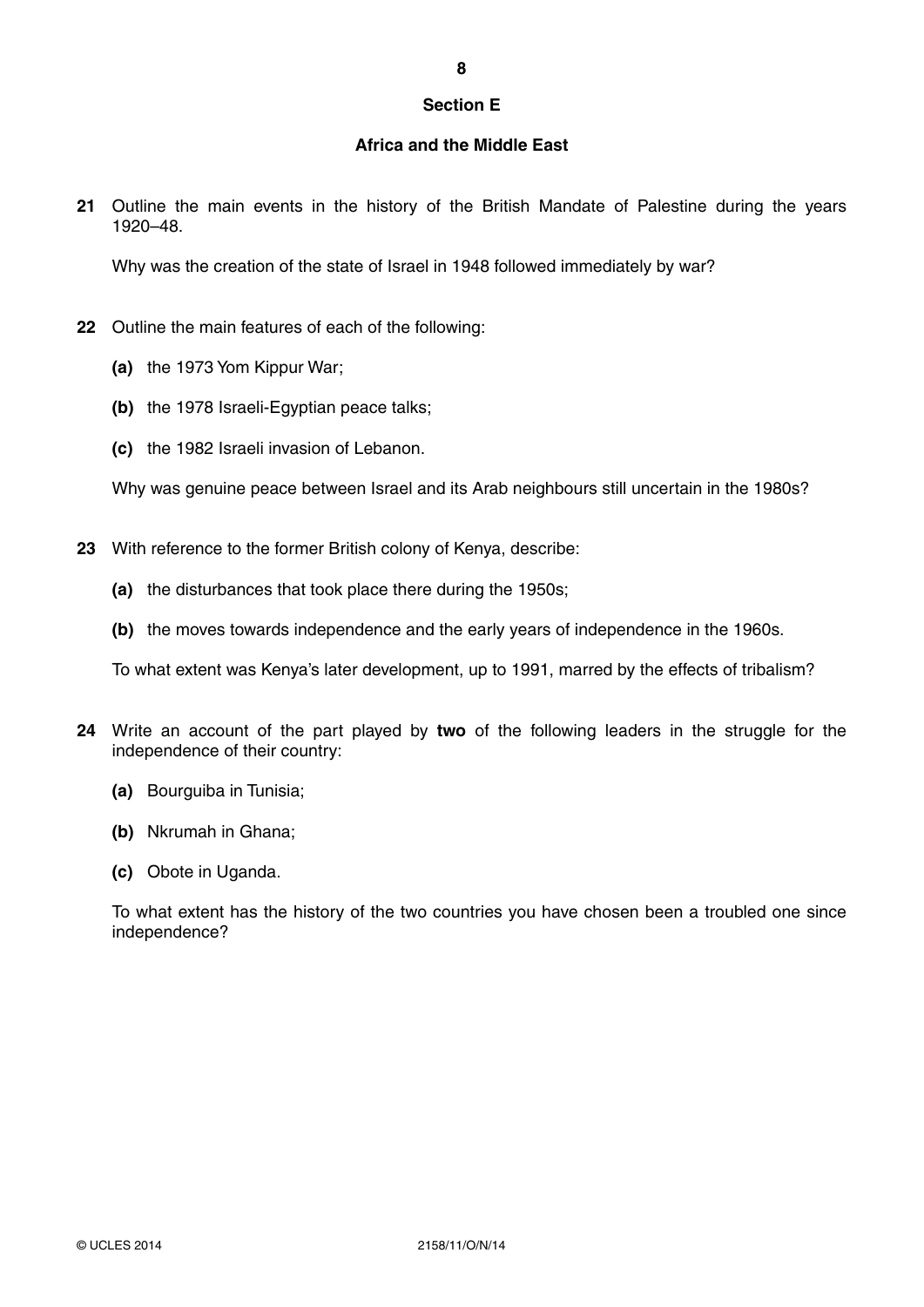## Section E

### Africa and the Middle East

**21** Outline the main events in the history of the British Mandate of Palestine during the years 1920–48.

Why was the creation of the state of Israel in 1948 followed immediately by war?

**22** Outline the main features of each of the following:

**(a)** the 1973 Yom Kippur War;

**(b)** the 1978 Israeli-Egyptian peace talks;

**(c)** the 1982 Israeli invasion of Lebanon.

Why was genuine peace between Israel and its Arab neighbours still uncertain in the 1980s?

**23** With reference to the former British colony of Kenya, describe:

**(a)** the disturbances that took place there during the 1950s;

**(b)** the moves towards independence and the early years of independence in the 1960s.

To what extent was Kenya's later development, up to 1991, marred by the effects of tribalism?

**24** Write an account of the part played by **two** of the following leaders in the struggle for the independence of their country:

**(a)** Bourguiba in Tunisia;

**(b)** Nkrumah in Ghana;

**(c)** Obote in Uganda.

To what extent has the history of the two countries you have chosen been a troubled one since independence?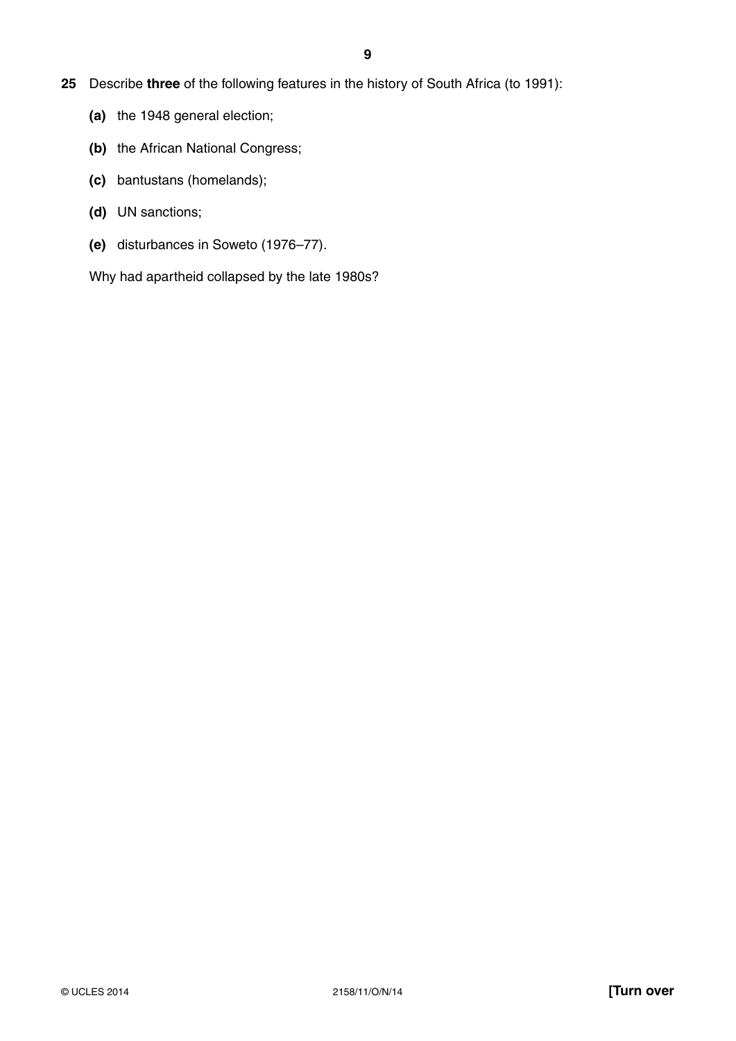**25** Describe **three** of the following features in the history of South Africa (to 1991):

**(a)** the 1948 general election;

**(b)** the African National Congress;

**(c)** bantustans (homelands);

**(d)** UN sanctions;

**(e)** disturbances in Soweto (1976–77).

Why had apartheid collapsed by the late 1980s?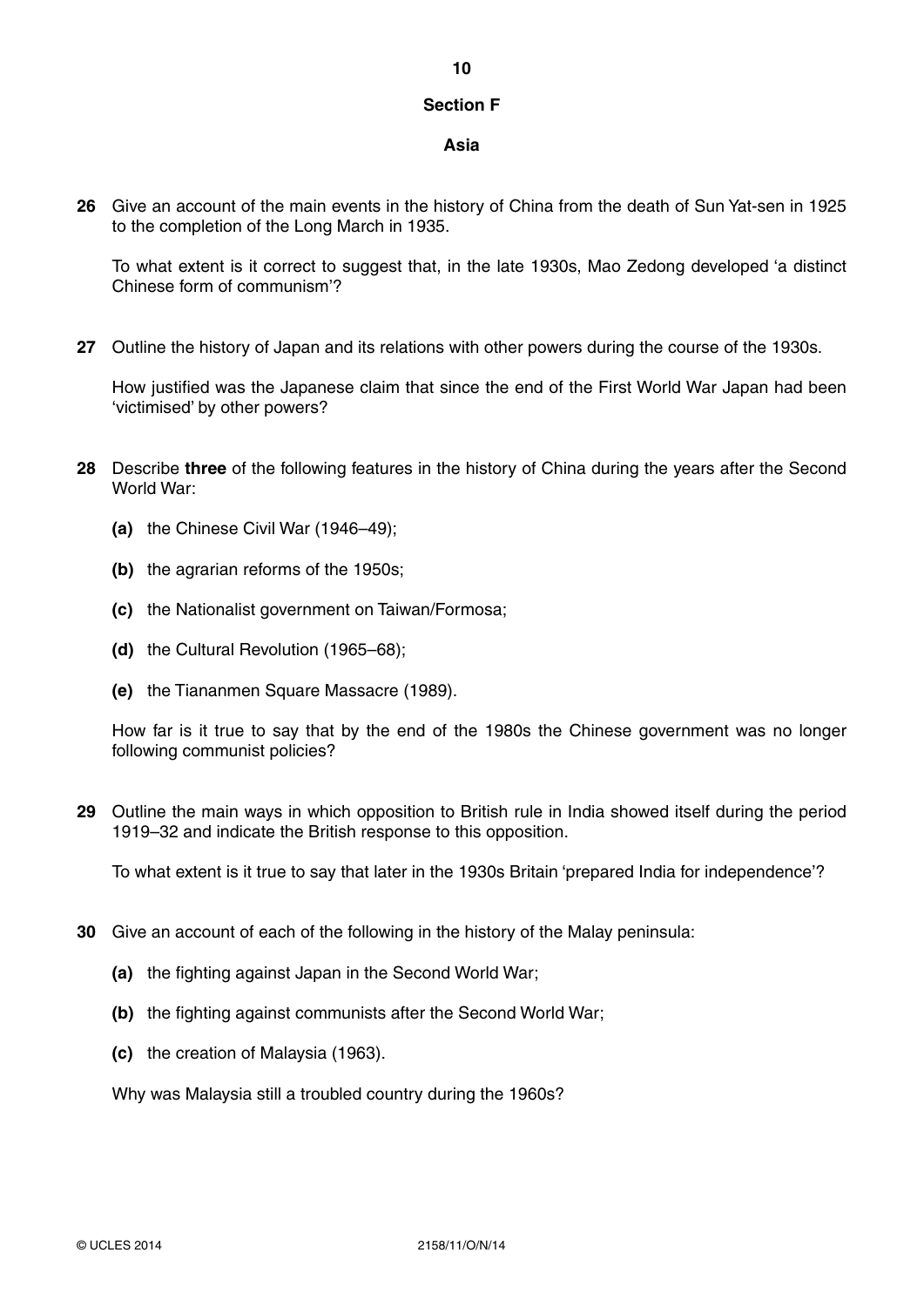## Section F

### Asia

**26** Give an account of the main events in the history of China from the death of Sun Yat-sen in 1925 to the completion of the Long March in 1935.

To what extent is it correct to suggest that, in the late 1930s, Mao Zedong developed 'a distinct Chinese form of communism'?

**27** Outline the history of Japan and its relations with other powers during the course of the 1930s.

How justified was the Japanese claim that since the end of the First World War Japan had been 'victimised' by other powers?

**28** Describe **three** of the following features in the history of China during the years after the Second World War:

- **(a)** the Chinese Civil War (1946–49);
- **(b)** the agrarian reforms of the 1950s;
- **(c)** the Nationalist government on Taiwan/Formosa;
- **(d)** the Cultural Revolution (1965–68);
- **(e)** the Tiananmen Square Massacre (1989).

How far is it true to say that by the end of the 1980s the Chinese government was no longer following communist policies?

**29** Outline the main ways in which opposition to British rule in India showed itself during the period 1919–32 and indicate the British response to this opposition.

To what extent is it true to say that later in the 1930s Britain 'prepared India for independence'?

**30** Give an account of each of the following in the history of the Malay peninsula:

- **(a)** the fighting against Japan in the Second World War;
- **(b)** the fighting against communists after the Second World War;
- **(c)** the creation of Malaysia (1963).

Why was Malaysia still a troubled country during the 1960s?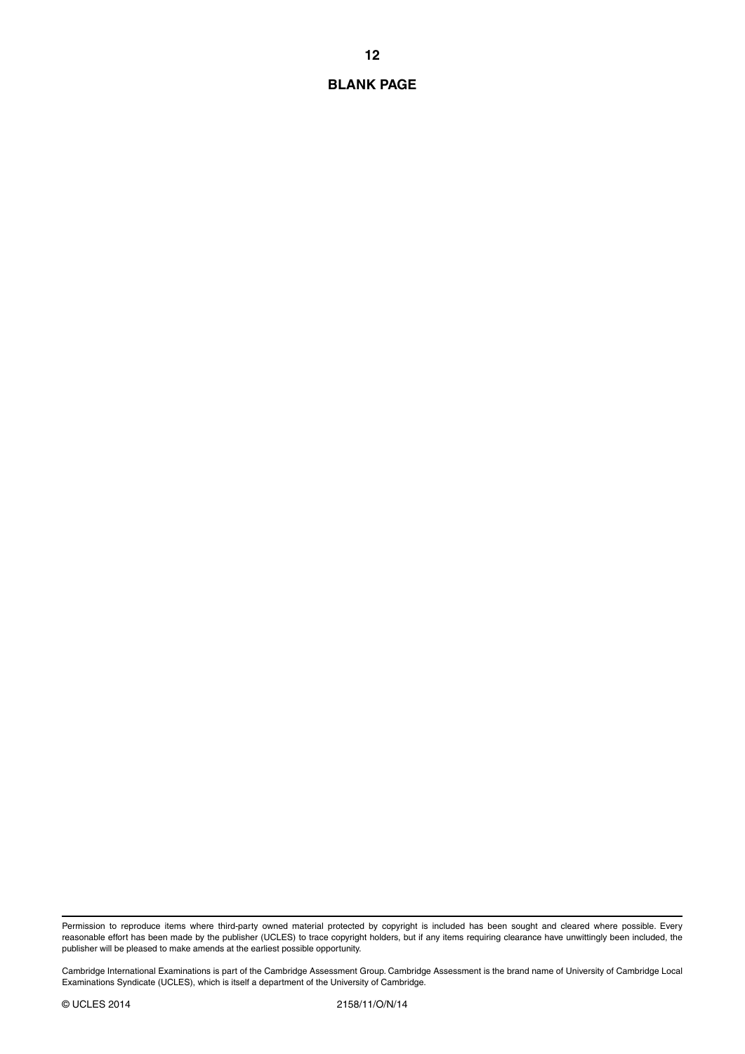**BLANK PAGE**

Permission to reproduce items where third-party owned material protected by copyright is included has been sought and cleared where possible. Every reasonable effort has been made by the publisher (UCLES) to trace copyright holders, but if any items requiring clearance have unwittingly been included, the publisher will be pleased to make amends at the earliest possible opportunity.

Cambridge International Examinations is part of the Cambridge Assessment Group. Cambridge Assessment is the brand name of University of Cambridge Local Examinations Syndicate (UCLES), which is itself a department of the University of Cambridge.